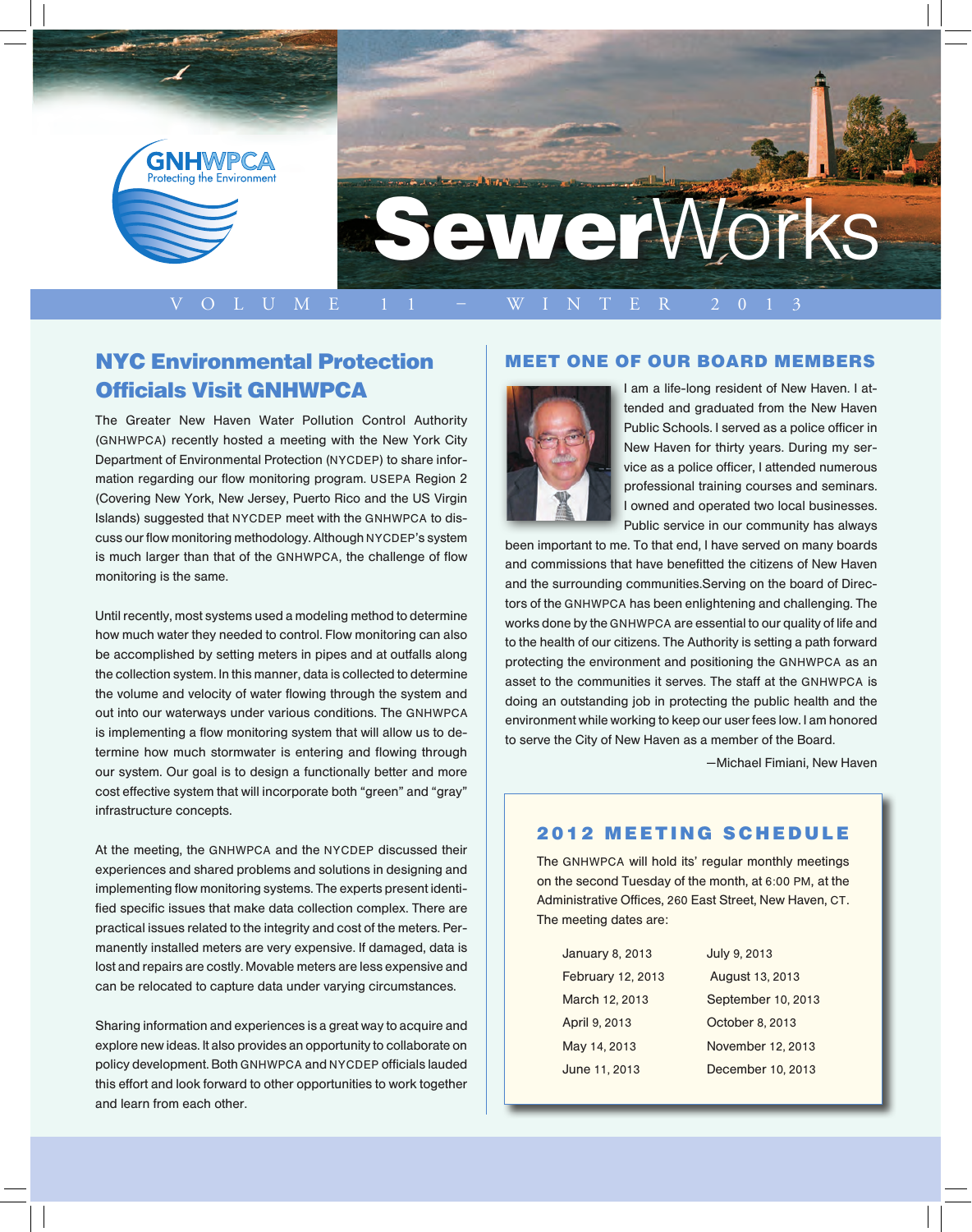# SewerWorks

GNHWPCA
Protecting the Environment

VOLUME 11 – WINTER 2013

## NYC Environmental Protection Officials Visit GNHWPCA

The Greater New Haven Water Pollution Control Authority (GNHWPCA) recently hosted a meeting with the New York City Department of Environmental Protection (NYCDEP) to share information regarding our flow monitoring program. USEPA Region 2 (Covering New York, New Jersey, Puerto Rico and the US Virgin Islands) suggested that NYCDEP meet with the GNHWPCA to discuss our flow monitoring methodology. Although NYCDEP's system is much larger than that of the GNHWPCA, the challenge of flow monitoring is the same.

Until recently, most systems used a modeling method to determine how much water they needed to control. Flow monitoring can also be accomplished by setting meters in pipes and at outfalls along the collection system. In this manner, data is collected to determine the volume and velocity of water flowing through the system and out into our waterways under various conditions. The GNHWPCA is implementing a flow monitoring system that will allow us to determine how much stormwater is entering and flowing through our system. Our goal is to design a functionally better and more cost effective system that will incorporate both "green" and "gray" infrastructure concepts.

At the meeting, the GNHWPCA and the NYCDEP discussed their experiences and shared problems and solutions in designing and implementing flow monitoring systems. The experts present identified specific issues that make data collection complex. There are practical issues related to the integrity and cost of the meters. Permanently installed meters are very expensive. If damaged, data is lost and repairs are costly. Movable meters are less expensive and can be relocated to capture data under varying circumstances.

Sharing information and experiences is a great way to acquire and explore new ideas. It also provides an opportunity to collaborate on policy development. Both GNHWPCA and NYCDEP officials lauded this effort and look forward to other opportunities to work together and learn from each other.

## MEET ONE OF OUR BOARD MEMBERS

I am a life-long resident of New Haven. I attended and graduated from the New Haven Public Schools. I served as a police officer in New Haven for thirty years. During my service as a police officer, I attended numerous professional training courses and seminars. I owned and operated two local businesses. Public service in our community has always been important to me. To that end, I have served on many boards and commissions that have benefitted the citizens of New Haven and the surrounding communities.Serving on the board of Directors of the GNHWPCA has been enlightening and challenging. The works done by the GNHWPCA are essential to our quality of life and to the health of our citizens. The Authority is setting a path forward protecting the environment and positioning the GNHWPCA as an asset to the communities it serves. The staff at the GNHWPCA is doing an outstanding job in protecting the public health and the environment while working to keep our user fees low. I am honored to serve the City of New Haven as a member of the Board.

—Michael Fimiani, New Haven

## 2012 MEETING SCHEDULE

The GNHWPCA will hold its' regular monthly meetings on the second Tuesday of the month, at 6:00 PM, at the Administrative Offices, 260 East Street, New Haven, CT. The meeting dates are:

| | |
|---|---|
| January 8, 2013 | July 9, 2013 |
| February 12, 2013 | August 13, 2013 |
| March 12, 2013 | September 10, 2013 |
| April 9, 2013 | October 8, 2013 |
| May 14, 2013 | November 12, 2013 |
| June 11, 2013 | December 10, 2013 |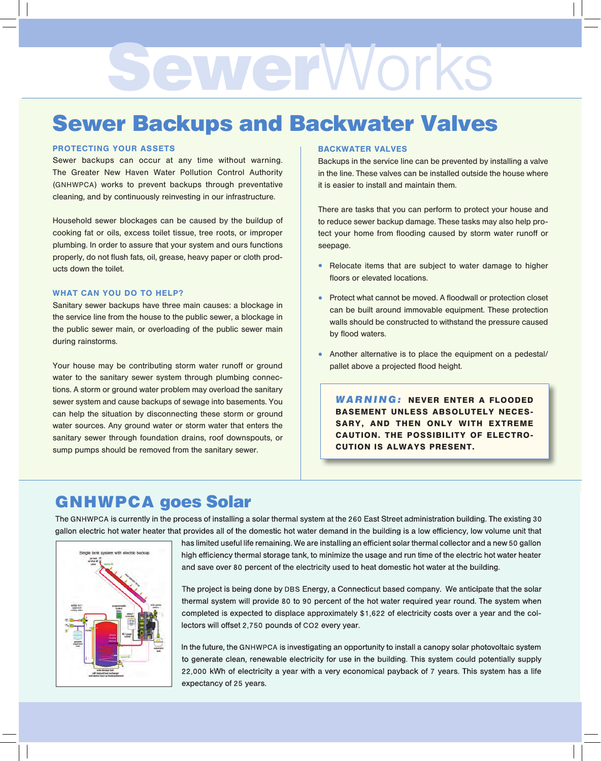# SewerWorks

## Sewer Backups and Backwater Valves

### PROTECTING YOUR ASSETS

Sewer backups can occur at any time without warning. The Greater New Haven Water Pollution Control Authority (GNHWPCA) works to prevent backups through preventative cleaning, and by continuously reinvesting in our infrastructure.

Household sewer blockages can be caused by the buildup of cooking fat or oils, excess toilet tissue, tree roots, or improper plumbing. In order to assure that your system and ours functions properly, do not flush fats, oil, grease, heavy paper or cloth products down the toilet.

### WHAT CAN YOU DO TO HELP?

Sanitary sewer backups have three main causes: a blockage in the service line from the house to the public sewer, a blockage in the public sewer main, or overloading of the public sewer main during rainstorms.

Your house may be contributing storm water runoff or ground water to the sanitary sewer system through plumbing connections. A storm or ground water problem may overload the sanitary sewer system and cause backups of sewage into basements. You can help the situation by disconnecting these storm or ground water sources. Any ground water or storm water that enters the sanitary sewer through foundation drains, roof downspouts, or sump pumps should be removed from the sanitary sewer.

### BACKWATER VALVES

Backups in the service line can be prevented by installing a valve in the line. These valves can be installed outside the house where it is easier to install and maintain them.

There are tasks that you can perform to protect your house and to reduce sewer backup damage. These tasks may also help protect your home from flooding caused by storm water runoff or seepage.

- Relocate items that are subject to water damage to higher floors or elevated locations.
- Protect what cannot be moved. A floodwall or protection closet can be built around immovable equipment. These protection walls should be constructed to withstand the pressure caused by flood waters.
- Another alternative is to place the equipment on a pedestal/pallet above a projected flood height.

> ***WARNING:*** **NEVER ENTER A FLOODED BASEMENT UNLESS ABSOLUTELY NECESSARY, AND THEN ONLY WITH EXTREME CAUTION. THE POSSIBILITY OF ELECTROCUTION IS ALWAYS PRESENT.**

## GNHWPCA goes Solar

The GNHWPCA is currently in the process of installing a solar thermal system at the 260 East Street administration building. The existing 30 gallon electric hot water heater that provides all of the domestic hot water demand in the building is a low efficiency, low volume unit that has limited useful life remaining. We are installing an efficient solar thermal collector and a new 50 gallon high efficiency thermal storage tank, to minimize the usage and run time of the electric hot water heater and save over 80 percent of the electricity used to heat domestic hot water at the building.

Single tank system with electric backup

The project is being done by DBS Energy, a Connecticut based company. We anticipate that the solar thermal system will provide 80 to 90 percent of the hot water required year round. The system when completed is expected to displace approximately $1,622 of electricity costs over a year and the collectors will offset 2,750 pounds of $CO_2$ every year.

In the future, the GNHWPCA is investigating an opportunity to install a canopy solar photovoltaic system to generate clean, renewable electricity for use in the building. This system could potentially supply 22,000 kWh of electricity a year with a very economical payback of 7 years. This system has a life expectancy of 25 years.